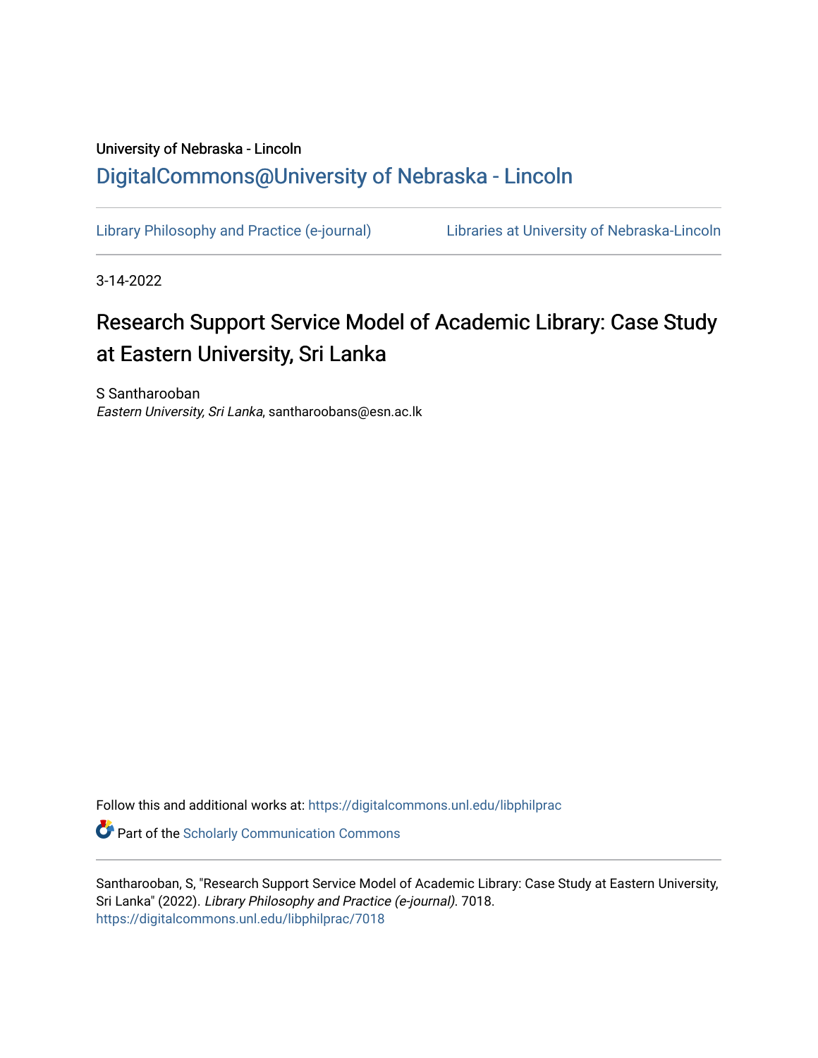University of Nebraska - Lincoln

DigitalCommons@University of Nebraska - Lincoln

Library Philosophy and Practice (e-journal) | Libraries at University of Nebraska-Lincoln

3-14-2022

# Research Support Service Model of Academic Library: Case Study at Eastern University, Sri Lanka

S Santharooban
*Eastern University, Sri Lanka*, santharoobans@esn.ac.lk

Follow this and additional works at: https://digitalcommons.unl.edu/libphilprac

Part of the Scholarly Communication Commons

Santharooban, S, "Research Support Service Model of Academic Library: Case Study at Eastern University, Sri Lanka" (2022). *Library Philosophy and Practice (e-journal)*. 7018.
https://digitalcommons.unl.edu/libphilprac/7018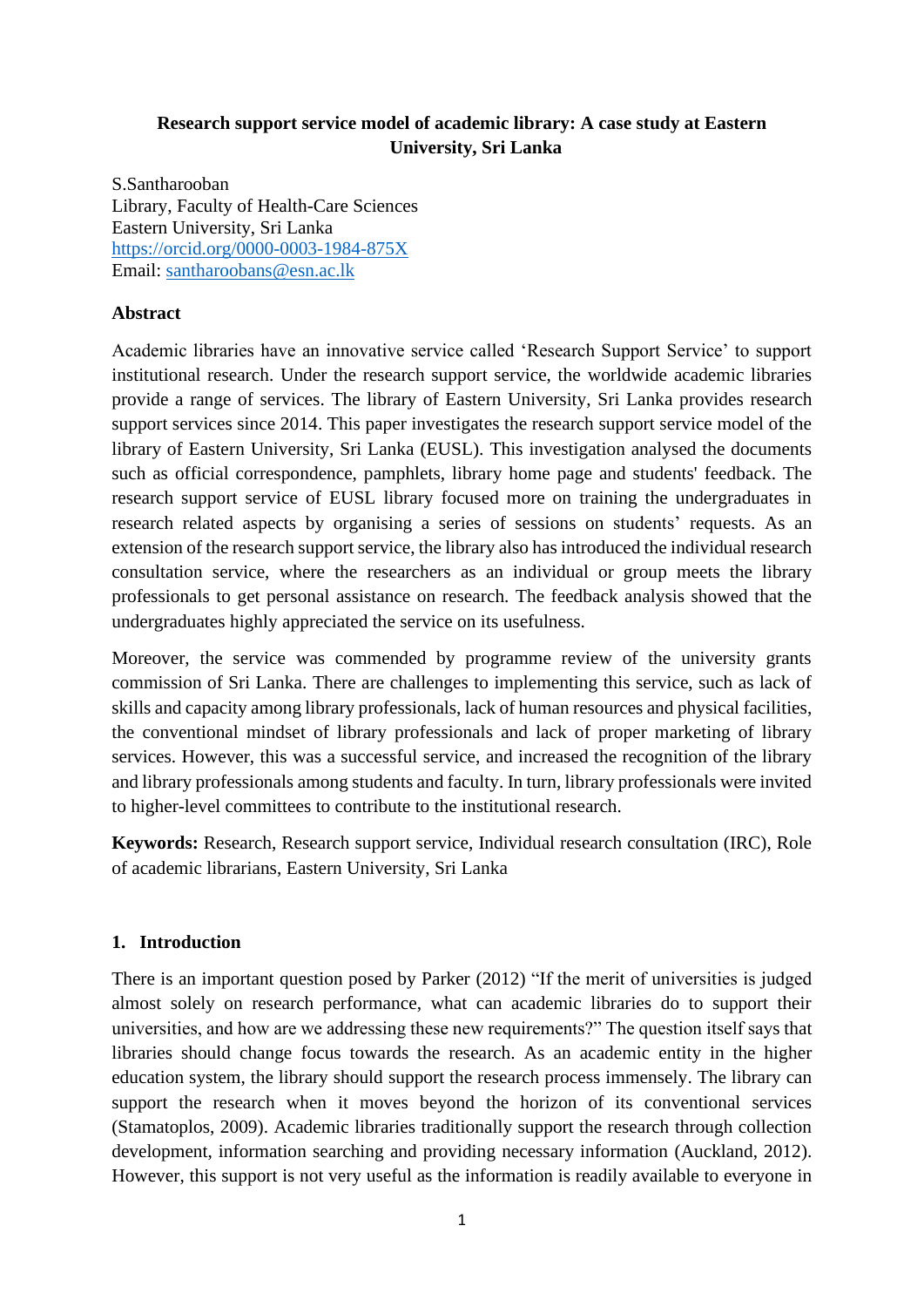**Research support service model of academic library: A case study at Eastern University, Sri Lanka**

S.Santharooban
Library, Faculty of Health-Care Sciences
Eastern University, Sri Lanka
https://orcid.org/0000-0003-1984-875X
Email: santharoobans@esn.ac.lk

## Abstract

Academic libraries have an innovative service called 'Research Support Service' to support institutional research. Under the research support service, the worldwide academic libraries provide a range of services. The library of Eastern University, Sri Lanka provides research support services since 2014. This paper investigates the research support service model of the library of Eastern University, Sri Lanka (EUSL). This investigation analysed the documents such as official correspondence, pamphlets, library home page and students' feedback. The research support service of EUSL library focused more on training the undergraduates in research related aspects by organising a series of sessions on students' requests. As an extension of the research support service, the library also has introduced the individual research consultation service, where the researchers as an individual or group meets the library professionals to get personal assistance on research. The feedback analysis showed that the undergraduates highly appreciated the service on its usefulness.

Moreover, the service was commended by programme review of the university grants commission of Sri Lanka. There are challenges to implementing this service, such as lack of skills and capacity among library professionals, lack of human resources and physical facilities, the conventional mindset of library professionals and lack of proper marketing of library services. However, this was a successful service, and increased the recognition of the library and library professionals among students and faculty. In turn, library professionals were invited to higher-level committees to contribute to the institutional research.

**Keywords:** Research, Research support service, Individual research consultation (IRC), Role of academic librarians, Eastern University, Sri Lanka

## 1. Introduction

There is an important question posed by Parker (2012) "If the merit of universities is judged almost solely on research performance, what can academic libraries do to support their universities, and how are we addressing these new requirements?" The question itself says that libraries should change focus towards the research. As an academic entity in the higher education system, the library should support the research process immensely. The library can support the research when it moves beyond the horizon of its conventional services (Stamatoplos, 2009). Academic libraries traditionally support the research through collection development, information searching and providing necessary information (Auckland, 2012). However, this support is not very useful as the information is readily available to everyone in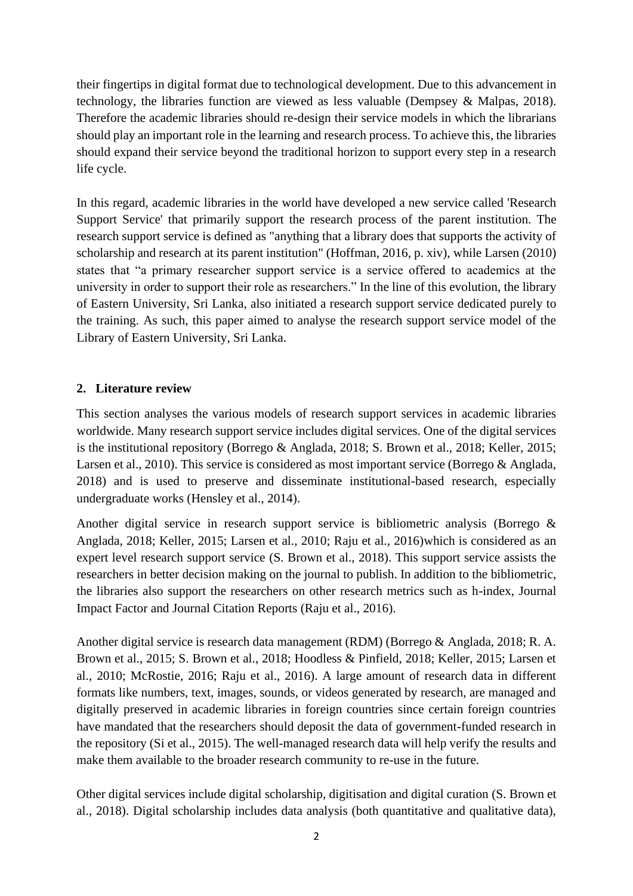their fingertips in digital format due to technological development. Due to this advancement in technology, the libraries function are viewed as less valuable (Dempsey & Malpas, 2018). Therefore the academic libraries should re-design their service models in which the librarians should play an important role in the learning and research process. To achieve this, the libraries should expand their service beyond the traditional horizon to support every step in a research life cycle.

In this regard, academic libraries in the world have developed a new service called 'Research Support Service' that primarily support the research process of the parent institution. The research support service is defined as "anything that a library does that supports the activity of scholarship and research at its parent institution" (Hoffman, 2016, p. xiv), while Larsen (2010) states that "a primary researcher support service is a service offered to academics at the university in order to support their role as researchers." In the line of this evolution, the library of Eastern University, Sri Lanka, also initiated a research support service dedicated purely to the training. As such, this paper aimed to analyse the research support service model of the Library of Eastern University, Sri Lanka.

## 2. Literature review

This section analyses the various models of research support services in academic libraries worldwide. Many research support service includes digital services. One of the digital services is the institutional repository (Borrego & Anglada, 2018; S. Brown et al., 2018; Keller, 2015; Larsen et al., 2010). This service is considered as most important service (Borrego & Anglada, 2018) and is used to preserve and disseminate institutional-based research, especially undergraduate works (Hensley et al., 2014).

Another digital service in research support service is bibliometric analysis (Borrego & Anglada, 2018; Keller, 2015; Larsen et al., 2010; Raju et al., 2016)which is considered as an expert level research support service (S. Brown et al., 2018). This support service assists the researchers in better decision making on the journal to publish. In addition to the bibliometric, the libraries also support the researchers on other research metrics such as h-index, Journal Impact Factor and Journal Citation Reports (Raju et al., 2016).

Another digital service is research data management (RDM) (Borrego & Anglada, 2018; R. A. Brown et al., 2015; S. Brown et al., 2018; Hoodless & Pinfield, 2018; Keller, 2015; Larsen et al., 2010; McRostie, 2016; Raju et al., 2016). A large amount of research data in different formats like numbers, text, images, sounds, or videos generated by research, are managed and digitally preserved in academic libraries in foreign countries since certain foreign countries have mandated that the researchers should deposit the data of government-funded research in the repository (Si et al., 2015). The well-managed research data will help verify the results and make them available to the broader research community to re-use in the future.

Other digital services include digital scholarship, digitisation and digital curation (S. Brown et al., 2018). Digital scholarship includes data analysis (both quantitative and qualitative data),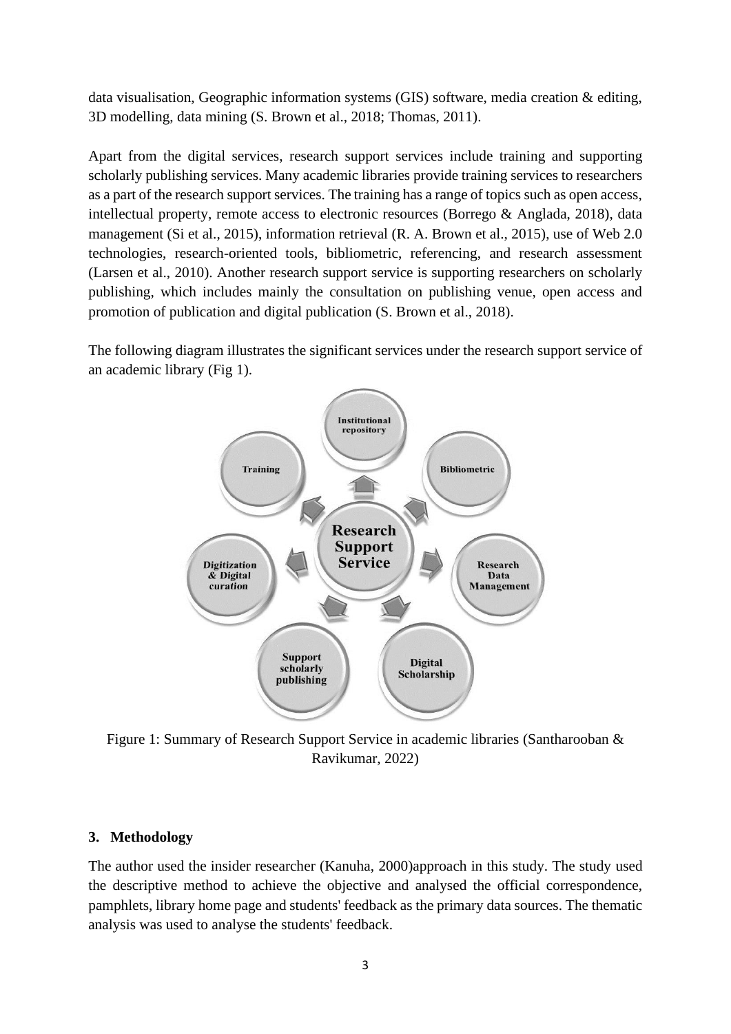data visualisation, Geographic information systems (GIS) software, media creation & editing, 3D modelling, data mining (S. Brown et al., 2018; Thomas, 2011).

Apart from the digital services, research support services include training and supporting scholarly publishing services. Many academic libraries provide training services to researchers as a part of the research support services. The training has a range of topics such as open access, intellectual property, remote access to electronic resources (Borrego & Anglada, 2018), data management (Si et al., 2015), information retrieval (R. A. Brown et al., 2015), use of Web 2.0 technologies, research-oriented tools, bibliometric, referencing, and research assessment (Larsen et al., 2010). Another research support service is supporting researchers on scholarly publishing, which includes mainly the consultation on publishing venue, open access and promotion of publication and digital publication (S. Brown et al., 2018).

The following diagram illustrates the significant services under the research support service of an academic library (Fig 1).

Research Support Service: Institutional repository; Bibliometric; Research Data Management; Digital Scholarship; Support scholarly publishing; Digitization & Digital curation; Training

Figure 1: Summary of Research Support Service in academic libraries (Santharooban & Ravikumar, 2022)

## 3. Methodology

The author used the insider researcher (Kanuha, 2000)approach in this study. The study used the descriptive method to achieve the objective and analysed the official correspondence, pamphlets, library home page and students' feedback as the primary data sources. The thematic analysis was used to analyse the students' feedback.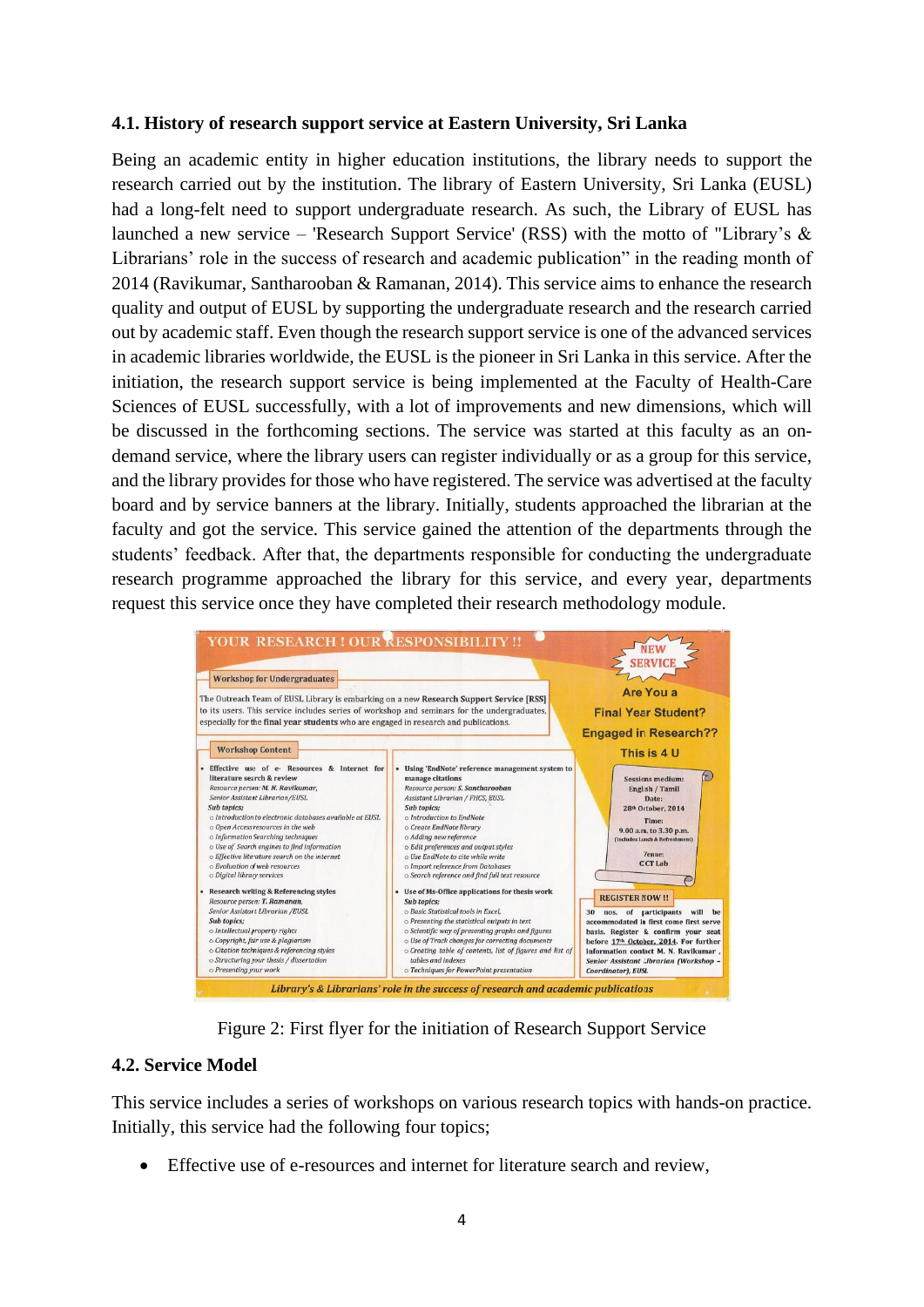### 4.1. History of research support service at Eastern University, Sri Lanka

Being an academic entity in higher education institutions, the library needs to support the research carried out by the institution. The library of Eastern University, Sri Lanka (EUSL) had a long-felt need to support undergraduate research. As such, the Library of EUSL has launched a new service – 'Research Support Service' (RSS) with the motto of "Library's & Librarians' role in the success of research and academic publication" in the reading month of 2014 (Ravikumar, Santharooban & Ramanan, 2014). This service aims to enhance the research quality and output of EUSL by supporting the undergraduate research and the research carried out by academic staff. Even though the research support service is one of the advanced services in academic libraries worldwide, the EUSL is the pioneer in Sri Lanka in this service. After the initiation, the research support service is being implemented at the Faculty of Health-Care Sciences of EUSL successfully, with a lot of improvements and new dimensions, which will be discussed in the forthcoming sections. The service was started at this faculty as an on-demand service, where the library users can register individually or as a group for this service, and the library provides for those who have registered. The service was advertised at the faculty board and by service banners at the library. Initially, students approached the librarian at the faculty and got the service. This service gained the attention of the departments through the students' feedback. After that, the departments responsible for conducting the undergraduate research programme approached the library for this service, and every year, departments request this service once they have completed their research methodology module.

Figure 2: First flyer for the initiation of Research Support Service

### 4.2. Service Model

This service includes a series of workshops on various research topics with hands-on practice. Initially, this service had the following four topics;

- Effective use of e-resources and internet for literature search and review,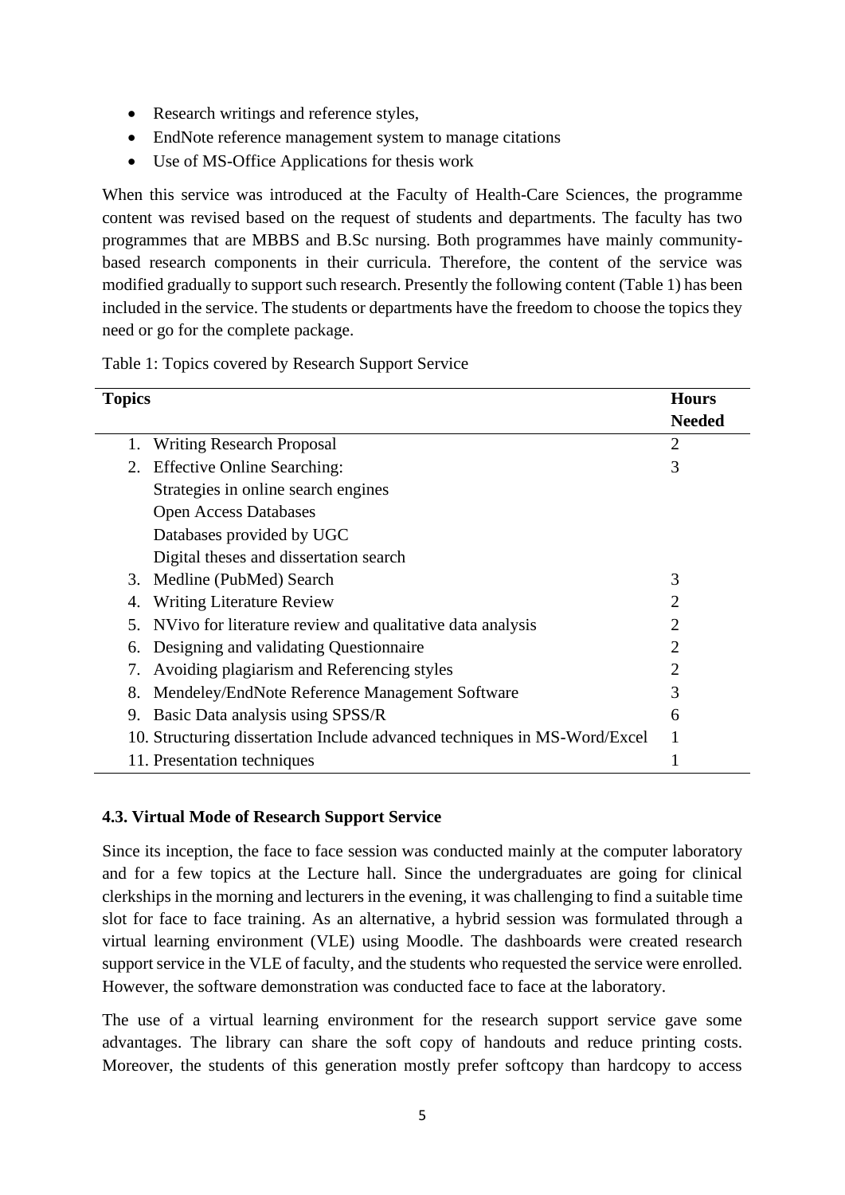- Research writings and reference styles,
- EndNote reference management system to manage citations
- Use of MS-Office Applications for thesis work

When this service was introduced at the Faculty of Health-Care Sciences, the programme content was revised based on the request of students and departments. The faculty has two programmes that are MBBS and B.Sc nursing. Both programmes have mainly community-based research components in their curricula. Therefore, the content of the service was modified gradually to support such research. Presently the following content (Table 1) has been included in the service. The students or departments have the freedom to choose the topics they need or go for the complete package.

Table 1: Topics covered by Research Support Service

| Topics | Hours Needed |
|---|---|
| 1. Writing Research Proposal | 2 |
| 2. Effective Online Searching: | 3 |
| Strategies in online search engines | |
| Open Access Databases | |
| Databases provided by UGC | |
| Digital theses and dissertation search | |
| 3. Medline (PubMed) Search | 3 |
| 4. Writing Literature Review | 2 |
| 5. NVivo for literature review and qualitative data analysis | 2 |
| 6. Designing and validating Questionnaire | 2 |
| 7. Avoiding plagiarism and Referencing styles | 2 |
| 8. Mendeley/EndNote Reference Management Software | 3 |
| 9. Basic Data analysis using SPSS/R | 6 |
| 10. Structuring dissertation Include advanced techniques in MS-Word/Excel | 1 |
| 11. Presentation techniques | 1 |

### 4.3. Virtual Mode of Research Support Service

Since its inception, the face to face session was conducted mainly at the computer laboratory and for a few topics at the Lecture hall. Since the undergraduates are going for clinical clerkships in the morning and lecturers in the evening, it was challenging to find a suitable time slot for face to face training. As an alternative, a hybrid session was formulated through a virtual learning environment (VLE) using Moodle. The dashboards were created research support service in the VLE of faculty, and the students who requested the service were enrolled. However, the software demonstration was conducted face to face at the laboratory.

The use of a virtual learning environment for the research support service gave some advantages. The library can share the soft copy of handouts and reduce printing costs. Moreover, the students of this generation mostly prefer softcopy than hardcopy to access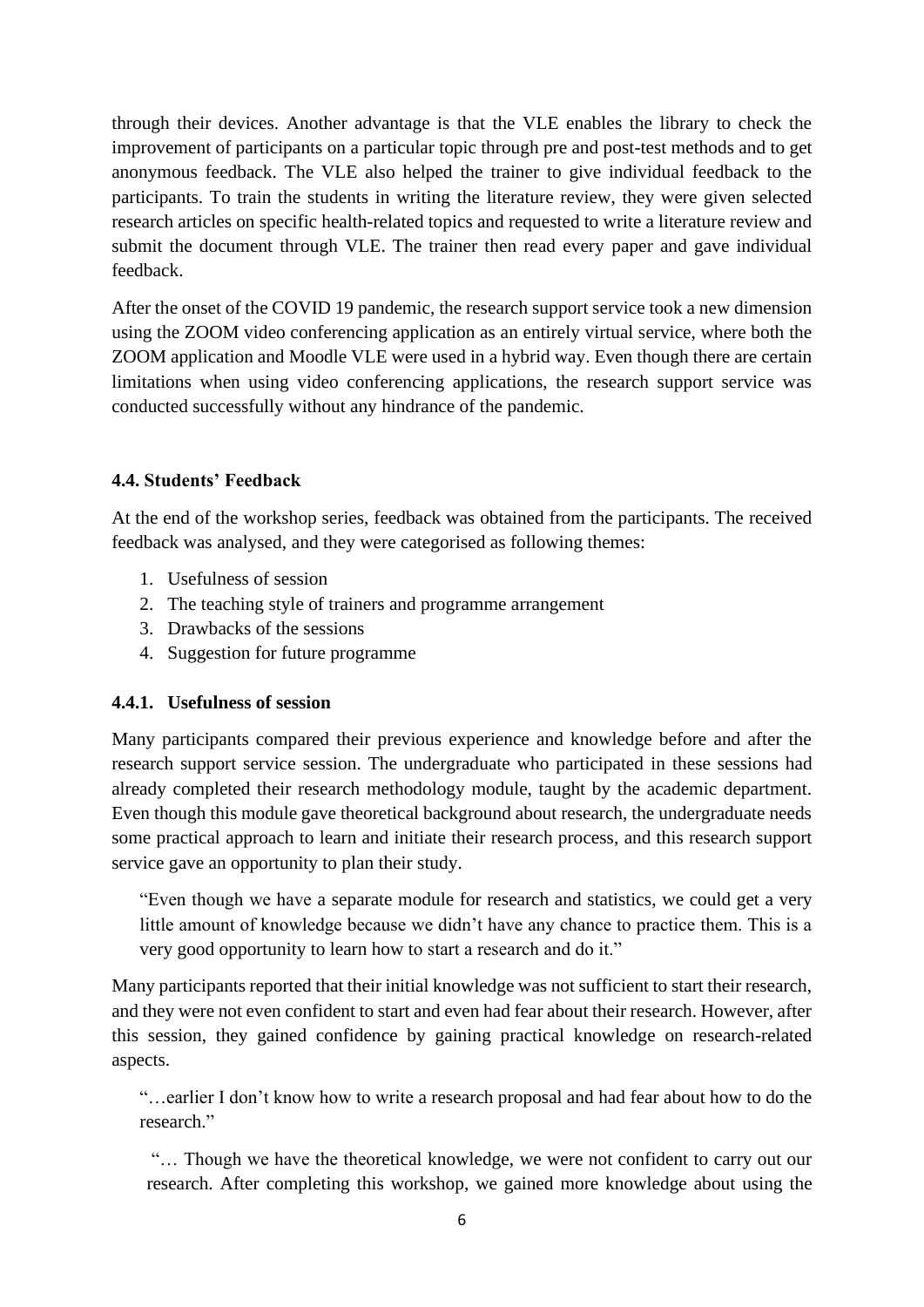through their devices. Another advantage is that the VLE enables the library to check the improvement of participants on a particular topic through pre and post-test methods and to get anonymous feedback. The VLE also helped the trainer to give individual feedback to the participants. To train the students in writing the literature review, they were given selected research articles on specific health-related topics and requested to write a literature review and submit the document through VLE. The trainer then read every paper and gave individual feedback.

After the onset of the COVID 19 pandemic, the research support service took a new dimension using the ZOOM video conferencing application as an entirely virtual service, where both the ZOOM application and Moodle VLE were used in a hybrid way. Even though there are certain limitations when using video conferencing applications, the research support service was conducted successfully without any hindrance of the pandemic.

### 4.4. Students' Feedback

At the end of the workshop series, feedback was obtained from the participants. The received feedback was analysed, and they were categorised as following themes:

1. Usefulness of session
2. The teaching style of trainers and programme arrangement
3. Drawbacks of the sessions
4. Suggestion for future programme

#### 4.4.1. Usefulness of session

Many participants compared their previous experience and knowledge before and after the research support service session. The undergraduate who participated in these sessions had already completed their research methodology module, taught by the academic department. Even though this module gave theoretical background about research, the undergraduate needs some practical approach to learn and initiate their research process, and this research support service gave an opportunity to plan their study.

> "Even though we have a separate module for research and statistics, we could get a very little amount of knowledge because we didn't have any chance to practice them. This is a very good opportunity to learn how to start a research and do it."

Many participants reported that their initial knowledge was not sufficient to start their research, and they were not even confident to start and even had fear about their research. However, after this session, they gained confidence by gaining practical knowledge on research-related aspects.

> "…earlier I don't know how to write a research proposal and had fear about how to do the research."

> "… Though we have the theoretical knowledge, we were not confident to carry out our research. After completing this workshop, we gained more knowledge about using the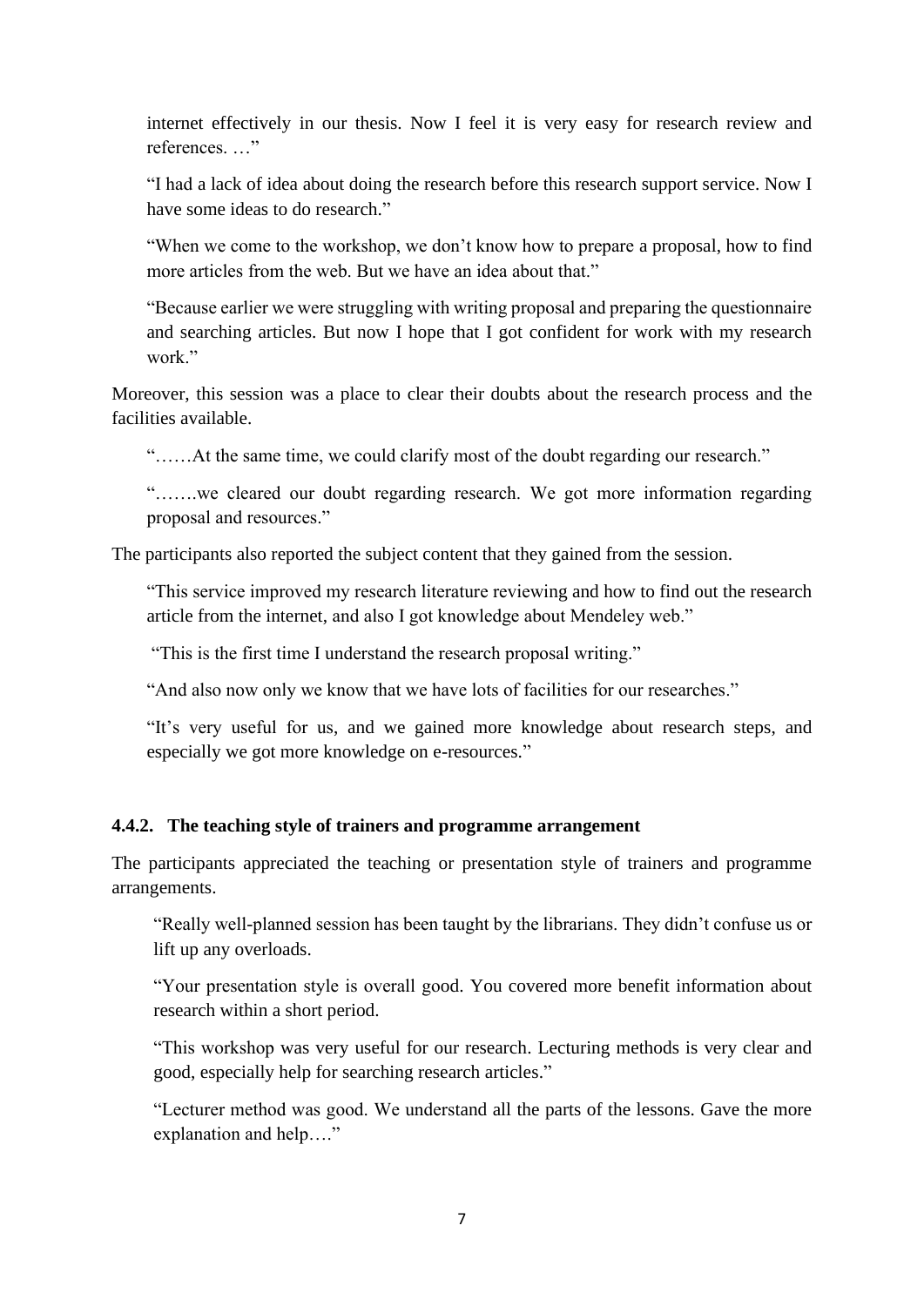internet effectively in our thesis. Now I feel it is very easy for research review and references. …"

> "I had a lack of idea about doing the research before this research support service. Now I have some ideas to do research."

> "When we come to the workshop, we don't know how to prepare a proposal, how to find more articles from the web. But we have an idea about that."

> "Because earlier we were struggling with writing proposal and preparing the questionnaire and searching articles. But now I hope that I got confident for work with my research work."

Moreover, this session was a place to clear their doubts about the research process and the facilities available.

> "……At the same time, we could clarify most of the doubt regarding our research."

> "…….we cleared our doubt regarding research. We got more information regarding proposal and resources."

The participants also reported the subject content that they gained from the session.

> "This service improved my research literature reviewing and how to find out the research article from the internet, and also I got knowledge about Mendeley web."

> "This is the first time I understand the research proposal writing."

> "And also now only we know that we have lots of facilities for our researches."

> "It's very useful for us, and we gained more knowledge about research steps, and especially we got more knowledge on e-resources."

#### 4.4.2. The teaching style of trainers and programme arrangement

The participants appreciated the teaching or presentation style of trainers and programme arrangements.

> "Really well-planned session has been taught by the librarians. They didn't confuse us or lift up any overloads.

> "Your presentation style is overall good. You covered more benefit information about research within a short period.

> "This workshop was very useful for our research. Lecturing methods is very clear and good, especially help for searching research articles."

> "Lecturer method was good. We understand all the parts of the lessons. Gave the more explanation and help…."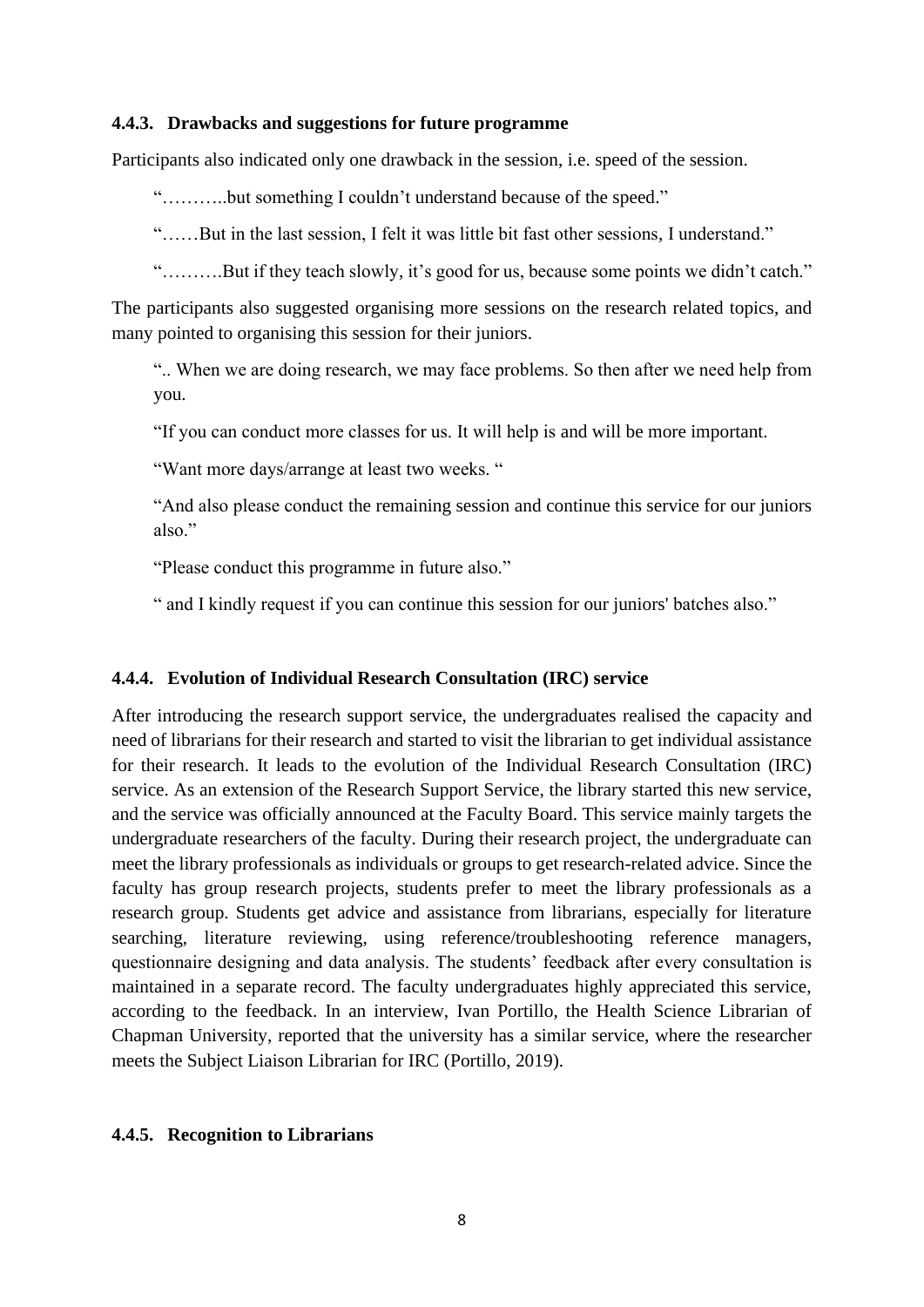#### 4.4.3. Drawbacks and suggestions for future programme

Participants also indicated only one drawback in the session, i.e. speed of the session.

> "………..but something I couldn't understand because of the speed."
>
> "……But in the last session, I felt it was little bit fast other sessions, I understand."
>
> "……….But if they teach slowly, it's good for us, because some points we didn't catch."

The participants also suggested organising more sessions on the research related topics, and many pointed to organising this session for their juniors.

> ".. When we are doing research, we may face problems. So then after we need help from you.
>
> "If you can conduct more classes for us. It will help is and will be more important.
>
> "Want more days/arrange at least two weeks. "
>
> "And also please conduct the remaining session and continue this service for our juniors also."
>
> "Please conduct this programme in future also."
>
> " and I kindly request if you can continue this session for our juniors' batches also."

#### 4.4.4. Evolution of Individual Research Consultation (IRC) service

After introducing the research support service, the undergraduates realised the capacity and need of librarians for their research and started to visit the librarian to get individual assistance for their research. It leads to the evolution of the Individual Research Consultation (IRC) service. As an extension of the Research Support Service, the library started this new service, and the service was officially announced at the Faculty Board. This service mainly targets the undergraduate researchers of the faculty. During their research project, the undergraduate can meet the library professionals as individuals or groups to get research-related advice. Since the faculty has group research projects, students prefer to meet the library professionals as a research group. Students get advice and assistance from librarians, especially for literature searching, literature reviewing, using reference/troubleshooting reference managers, questionnaire designing and data analysis. The students' feedback after every consultation is maintained in a separate record. The faculty undergraduates highly appreciated this service, according to the feedback. In an interview, Ivan Portillo, the Health Science Librarian of Chapman University, reported that the university has a similar service, where the researcher meets the Subject Liaison Librarian for IRC (Portillo, 2019).

#### 4.4.5. Recognition to Librarians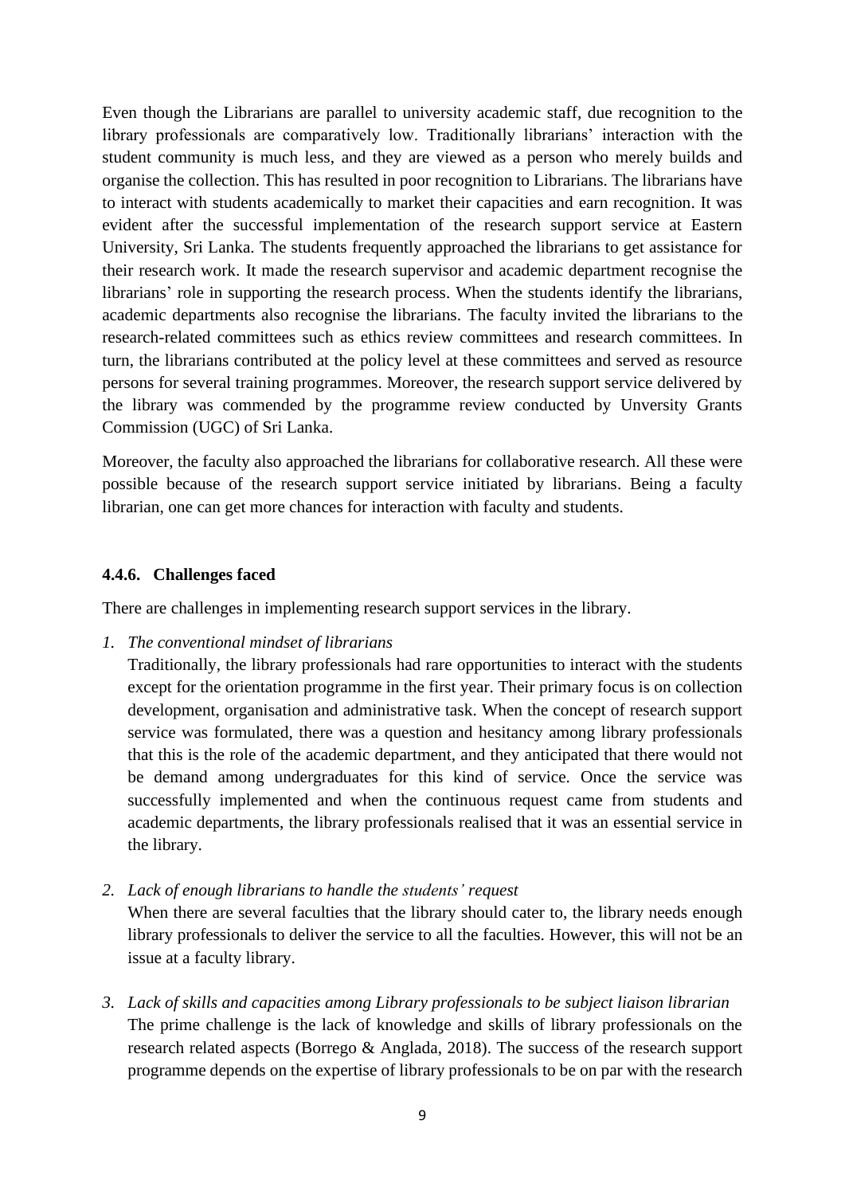Even though the Librarians are parallel to university academic staff, due recognition to the library professionals are comparatively low. Traditionally librarians' interaction with the student community is much less, and they are viewed as a person who merely builds and organise the collection. This has resulted in poor recognition to Librarians. The librarians have to interact with students academically to market their capacities and earn recognition. It was evident after the successful implementation of the research support service at Eastern University, Sri Lanka. The students frequently approached the librarians to get assistance for their research work. It made the research supervisor and academic department recognise the librarians' role in supporting the research process. When the students identify the librarians, academic departments also recognise the librarians. The faculty invited the librarians to the research-related committees such as ethics review committees and research committees. In turn, the librarians contributed at the policy level at these committees and served as resource persons for several training programmes. Moreover, the research support service delivered by the library was commended by the programme review conducted by Unversity Grants Commission (UGC) of Sri Lanka.

Moreover, the faculty also approached the librarians for collaborative research. All these were possible because of the research support service initiated by librarians. Being a faculty librarian, one can get more chances for interaction with faculty and students.

#### 4.4.6. Challenges faced

There are challenges in implementing research support services in the library.

1. *The conventional mindset of librarians*
   Traditionally, the library professionals had rare opportunities to interact with the students except for the orientation programme in the first year. Their primary focus is on collection development, organisation and administrative task. When the concept of research support service was formulated, there was a question and hesitancy among library professionals that this is the role of the academic department, and they anticipated that there would not be demand among undergraduates for this kind of service. Once the service was successfully implemented and when the continuous request came from students and academic departments, the library professionals realised that it was an essential service in the library.

2. *Lack of enough librarians to handle the students' request*
   When there are several faculties that the library should cater to, the library needs enough library professionals to deliver the service to all the faculties. However, this will not be an issue at a faculty library.

3. *Lack of skills and capacities among Library professionals to be subject liaison librarian*
   The prime challenge is the lack of knowledge and skills of library professionals on the research related aspects (Borrego & Anglada, 2018). The success of the research support programme depends on the expertise of library professionals to be on par with the research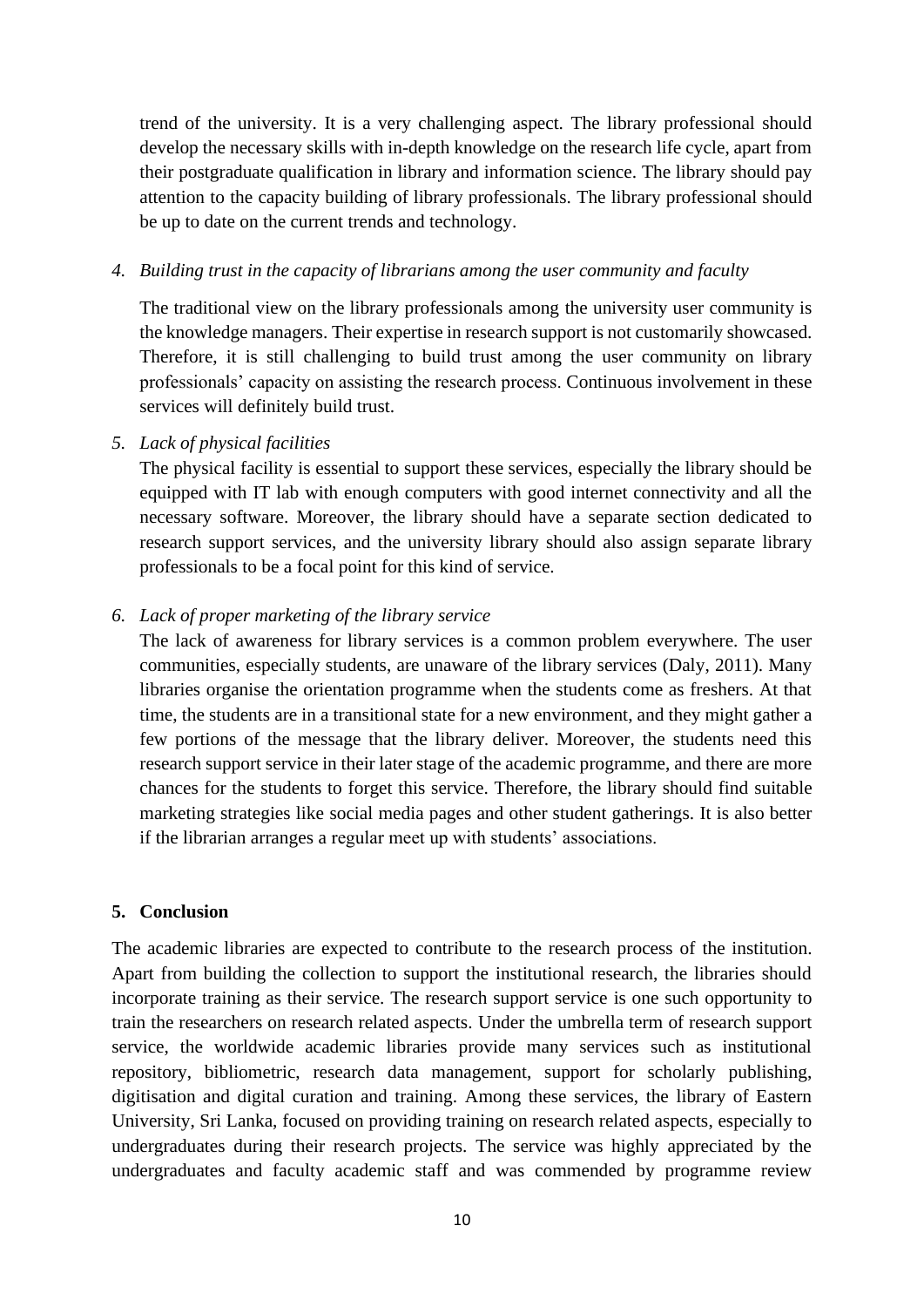trend of the university. It is a very challenging aspect. The library professional should develop the necessary skills with in-depth knowledge on the research life cycle, apart from their postgraduate qualification in library and information science. The library should pay attention to the capacity building of library professionals. The library professional should be up to date on the current trends and technology.

4. *Building trust in the capacity of librarians among the user community and faculty*

   The traditional view on the library professionals among the university user community is the knowledge managers. Their expertise in research support is not customarily showcased. Therefore, it is still challenging to build trust among the user community on library professionals' capacity on assisting the research process. Continuous involvement in these services will definitely build trust.

5. *Lack of physical facilities*

   The physical facility is essential to support these services, especially the library should be equipped with IT lab with enough computers with good internet connectivity and all the necessary software. Moreover, the library should have a separate section dedicated to research support services, and the university library should also assign separate library professionals to be a focal point for this kind of service.

6. *Lack of proper marketing of the library service*

   The lack of awareness for library services is a common problem everywhere. The user communities, especially students, are unaware of the library services (Daly, 2011). Many libraries organise the orientation programme when the students come as freshers. At that time, the students are in a transitional state for a new environment, and they might gather a few portions of the message that the library deliver. Moreover, the students need this research support service in their later stage of the academic programme, and there are more chances for the students to forget this service. Therefore, the library should find suitable marketing strategies like social media pages and other student gatherings. It is also better if the librarian arranges a regular meet up with students' associations.

## 5. Conclusion

The academic libraries are expected to contribute to the research process of the institution. Apart from building the collection to support the institutional research, the libraries should incorporate training as their service. The research support service is one such opportunity to train the researchers on research related aspects. Under the umbrella term of research support service, the worldwide academic libraries provide many services such as institutional repository, bibliometric, research data management, support for scholarly publishing, digitisation and digital curation and training. Among these services, the library of Eastern University, Sri Lanka, focused on providing training on research related aspects, especially to undergraduates during their research projects. The service was highly appreciated by the undergraduates and faculty academic staff and was commended by programme review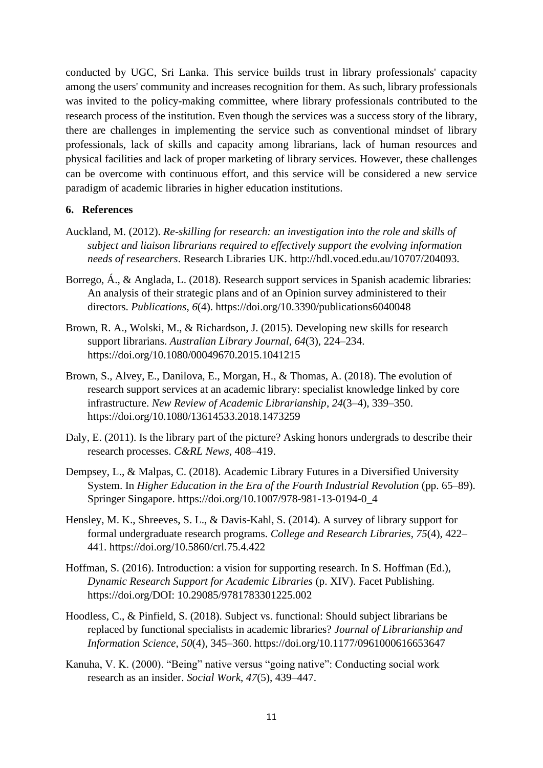conducted by UGC, Sri Lanka. This service builds trust in library professionals' capacity among the users' community and increases recognition for them. As such, library professionals was invited to the policy-making committee, where library professionals contributed to the research process of the institution. Even though the services was a success story of the library, there are challenges in implementing the service such as conventional mindset of library professionals, lack of skills and capacity among librarians, lack of human resources and physical facilities and lack of proper marketing of library services. However, these challenges can be overcome with continuous effort, and this service will be considered a new service paradigm of academic libraries in higher education institutions.

## 6. References

Auckland, M. (2012). *Re-skilling for research: an investigation into the role and skills of subject and liaison librarians required to effectively support the evolving information needs of researchers*. Research Libraries UK. http://hdl.voced.edu.au/10707/204093.

Borrego, Á., & Anglada, L. (2018). Research support services in Spanish academic libraries: An analysis of their strategic plans and of an Opinion survey administered to their directors. *Publications*, *6*(4). https://doi.org/10.3390/publications6040048

Brown, R. A., Wolski, M., & Richardson, J. (2015). Developing new skills for research support librarians. *Australian Library Journal*, *64*(3), 224–234. https://doi.org/10.1080/00049670.2015.1041215

Brown, S., Alvey, E., Danilova, E., Morgan, H., & Thomas, A. (2018). The evolution of research support services at an academic library: specialist knowledge linked by core infrastructure. *New Review of Academic Librarianship*, *24*(3–4), 339–350. https://doi.org/10.1080/13614533.2018.1473259

Daly, E. (2011). Is the library part of the picture? Asking honors undergrads to describe their research processes. *C&RL News*, 408–419.

Dempsey, L., & Malpas, C. (2018). Academic Library Futures in a Diversified University System. In *Higher Education in the Era of the Fourth Industrial Revolution* (pp. 65–89). Springer Singapore. https://doi.org/10.1007/978-981-13-0194-0_4

Hensley, M. K., Shreeves, S. L., & Davis-Kahl, S. (2014). A survey of library support for formal undergraduate research programs. *College and Research Libraries*, *75*(4), 422–441. https://doi.org/10.5860/crl.75.4.422

Hoffman, S. (2016). Introduction: a vision for supporting research. In S. Hoffman (Ed.), *Dynamic Research Support for Academic Libraries* (p. XIV). Facet Publishing. https://doi.org/DOI: 10.29085/9781783301225.002

Hoodless, C., & Pinfield, S. (2018). Subject vs. functional: Should subject librarians be replaced by functional specialists in academic libraries? *Journal of Librarianship and Information Science*, *50*(4), 345–360. https://doi.org/10.1177/0961000616653647

Kanuha, V. K. (2000). "Being" native versus "going native": Conducting social work research as an insider. *Social Work*, *47*(5), 439–447.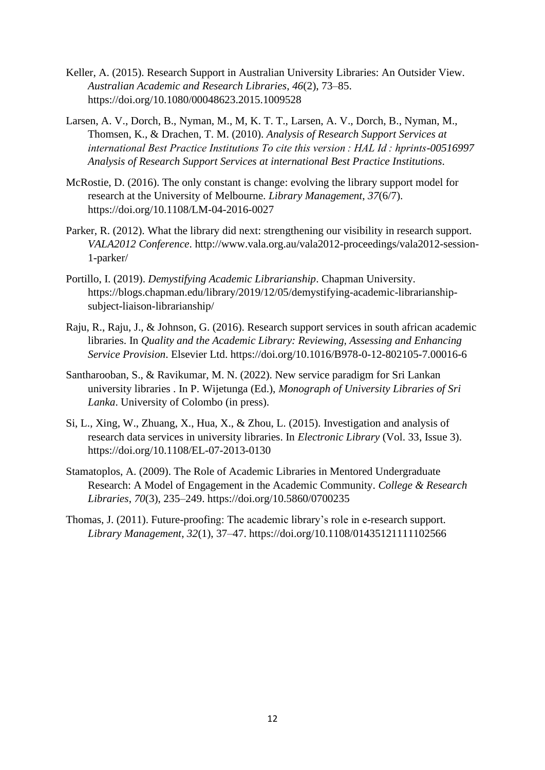Keller, A. (2015). Research Support in Australian University Libraries: An Outsider View. *Australian Academic and Research Libraries*, *46*(2), 73–85. https://doi.org/10.1080/00048623.2015.1009528

Larsen, A. V., Dorch, B., Nyman, M., M, K. T. T., Larsen, A. V., Dorch, B., Nyman, M., Thomsen, K., & Drachen, T. M. (2010). *Analysis of Research Support Services at international Best Practice Institutions To cite this version : HAL Id : hprints-00516997 Analysis of Research Support Services at international Best Practice Institutions*.

McRostie, D. (2016). The only constant is change: evolving the library support model for research at the University of Melbourne. *Library Management*, *37*(6/7). https://doi.org/10.1108/LM-04-2016-0027

Parker, R. (2012). What the library did next: strengthening our visibility in research support. *VALA2012 Conference*. http://www.vala.org.au/vala2012-proceedings/vala2012-session-1-parker/

Portillo, I. (2019). *Demystifying Academic Librarianship*. Chapman University. https://blogs.chapman.edu/library/2019/12/05/demystifying-academic-librarianship-subject-liaison-librarianship/

Raju, R., Raju, J., & Johnson, G. (2016). Research support services in south african academic libraries. In *Quality and the Academic Library: Reviewing, Assessing and Enhancing Service Provision*. Elsevier Ltd. https://doi.org/10.1016/B978-0-12-802105-7.00016-6

Santharooban, S., & Ravikumar, M. N. (2022). New service paradigm for Sri Lankan university libraries . In P. Wijetunga (Ed.), *Monograph of University Libraries of Sri Lanka*. University of Colombo (in press).

Si, L., Xing, W., Zhuang, X., Hua, X., & Zhou, L. (2015). Investigation and analysis of research data services in university libraries. In *Electronic Library* (Vol. 33, Issue 3). https://doi.org/10.1108/EL-07-2013-0130

Stamatoplos, A. (2009). The Role of Academic Libraries in Mentored Undergraduate Research: A Model of Engagement in the Academic Community. *College & Research Libraries*, *70*(3), 235–249. https://doi.org/10.5860/0700235

Thomas, J. (2011). Future-proofing: The academic library's role in e-research support. *Library Management*, *32*(1), 37–47. https://doi.org/10.1108/01435121111102566